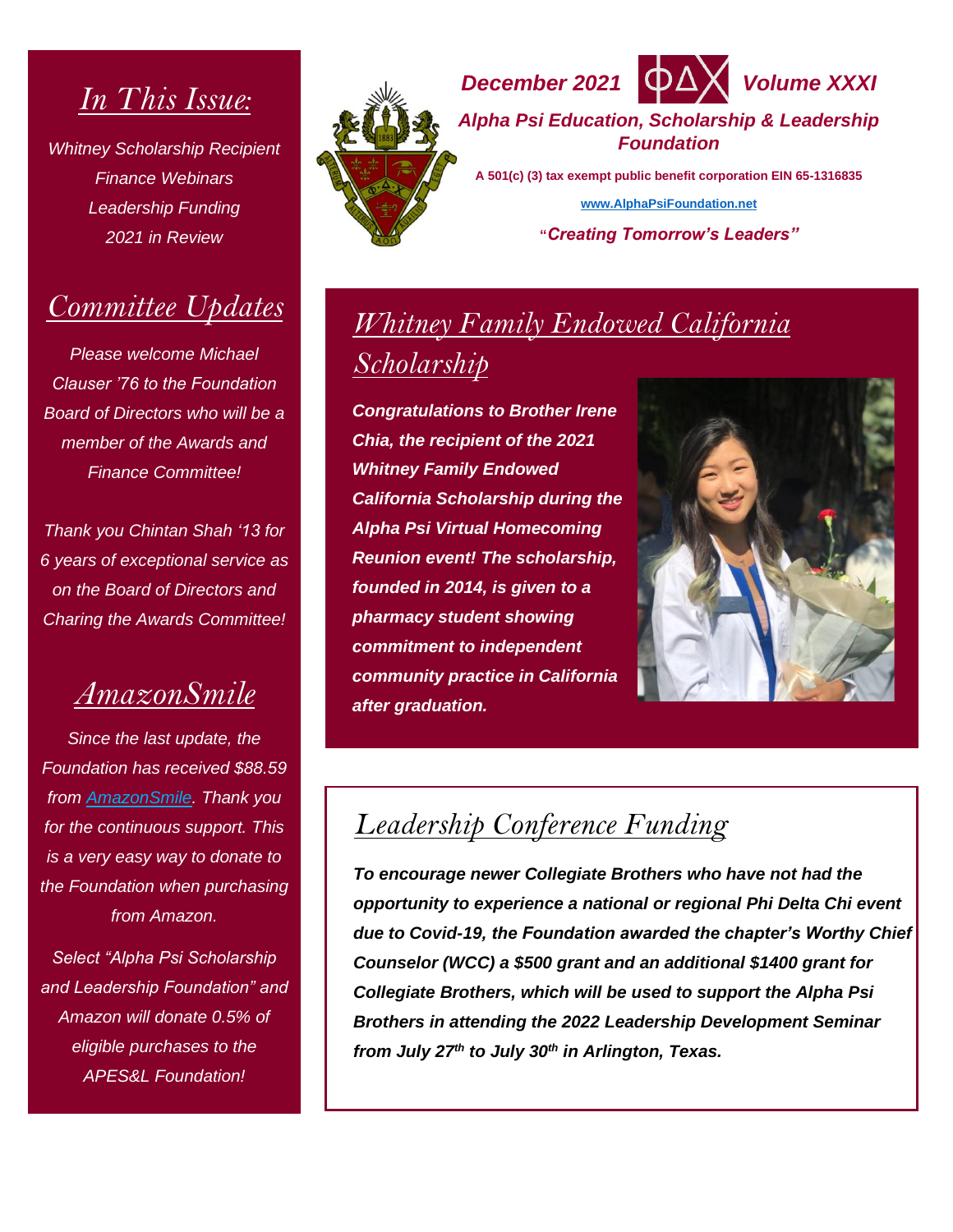*December 2021* ΦΔΧ *Volume XXXI*

***Alpha Psi Education, Scholarship & Leadership Foundation***

**A 501(c) (3) tax exempt public benefit corporation EIN 65-1316835**

**www.AlphaPsiFoundation.net**

***"Creating Tomorrow's Leaders"***

## *In This Issue:*

*Whitney Scholarship Recipient*
*Finance Webinars*
*Leadership Funding*
*2021 in Review*

## *Committee Updates*

*Please welcome Michael Clauser '76 to the Foundation Board of Directors who will be a member of the Awards and Finance Committee!*

*Thank you Chintan Shah '13 for 6 years of exceptional service as on the Board of Directors and Charing the Awards Committee!*

## *AmazonSmile*

*Since the last update, the Foundation has received $88.59 from AmazonSmile. Thank you for the continuous support. This is a very easy way to donate to the Foundation when purchasing from Amazon.*

*Select "Alpha Psi Scholarship and Leadership Foundation" and Amazon will donate 0.5% of eligible purchases to the APES&L Foundation!*

## *Whitney Family Endowed California Scholarship*

***Congratulations to Brother Irene Chia, the recipient of the 2021 Whitney Family Endowed California Scholarship during the Alpha Psi Virtual Homecoming Reunion event! The scholarship, founded in 2014, is given to a pharmacy student showing commitment to independent community practice in California after graduation.***

## *Leadership Conference Funding*

***To encourage newer Collegiate Brothers who have not had the opportunity to experience a national or regional Phi Delta Chi event due to Covid-19, the Foundation awarded the chapter's Worthy Chief Counselor (WCC) a $500 grant and an additional $1400 grant for Collegiate Brothers, which will be used to support the Alpha Psi Brothers in attending the 2022 Leadership Development Seminar from July 27th to July 30th in Arlington, Texas.***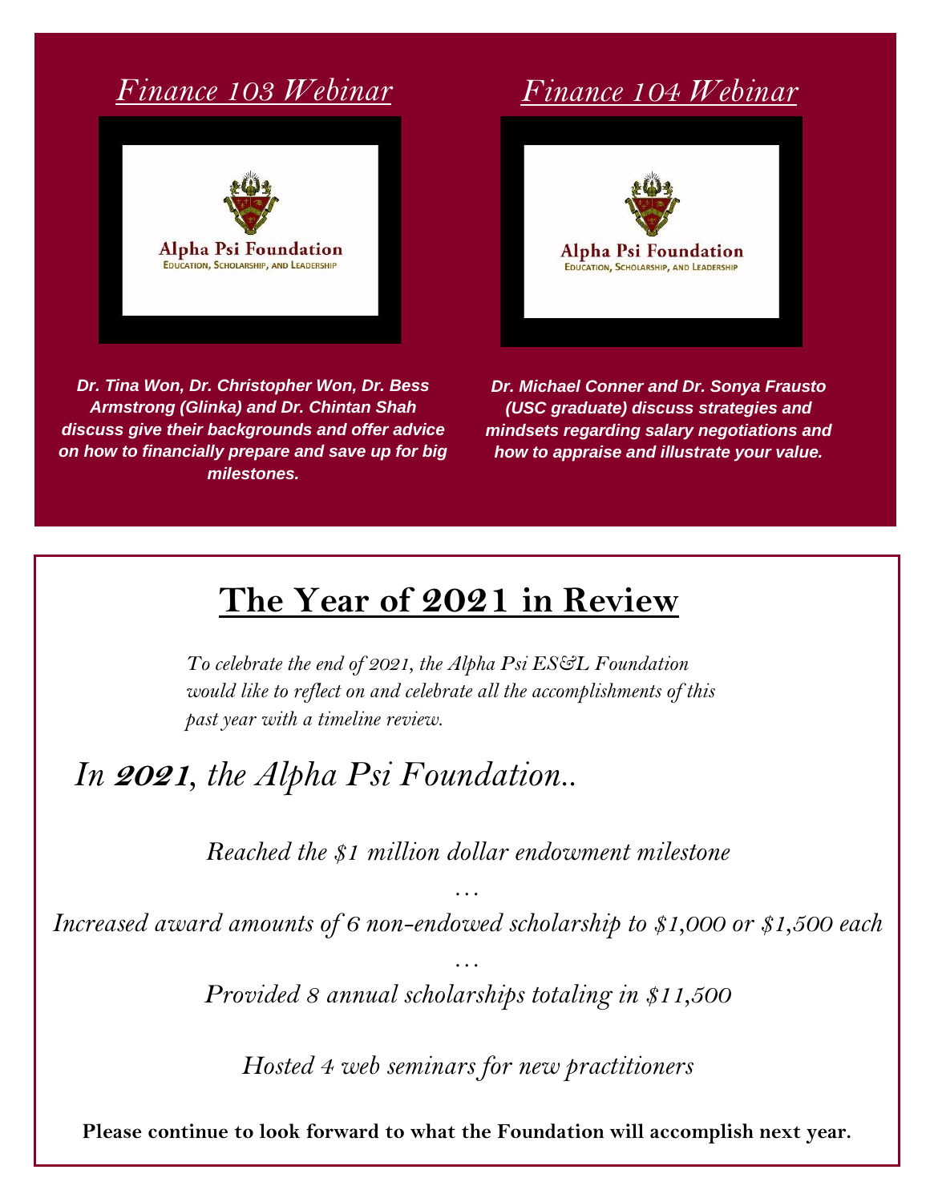## Finance 103 Webinar

**Alpha Psi Foundation**
EDUCATION, SCHOLARSHIP, AND LEADERSHIP

***Dr. Tina Won, Dr. Christopher Won, Dr. Bess Armstrong (Glinka) and Dr. Chintan Shah discuss give their backgrounds and offer advice on how to financially prepare and save up for big milestones.***

## Finance 104 Webinar

**Alpha Psi Foundation**
EDUCATION, SCHOLARSHIP, AND LEADERSHIP

***Dr. Michael Conner and Dr. Sonya Frausto (USC graduate) discuss strategies and mindsets regarding salary negotiations and how to appraise and illustrate your value.***

# The Year of 2021 in Review

*To celebrate the end of 2021, the Alpha Psi ES&L Foundation would like to reflect on and celebrate all the accomplishments of this past year with a timeline review.*

## *In **2021**, the Alpha Psi Foundation..*

*Reached the $1 million dollar endowment milestone*

*...*

*Increased award amounts of 6 non-endowed scholarship to $1,000 or $1,500 each*

*...*

*Provided 8 annual scholarships totaling in $11,500*

*Hosted 4 web seminars for new practitioners*

**Please continue to look forward to what the Foundation will accomplish next year.**